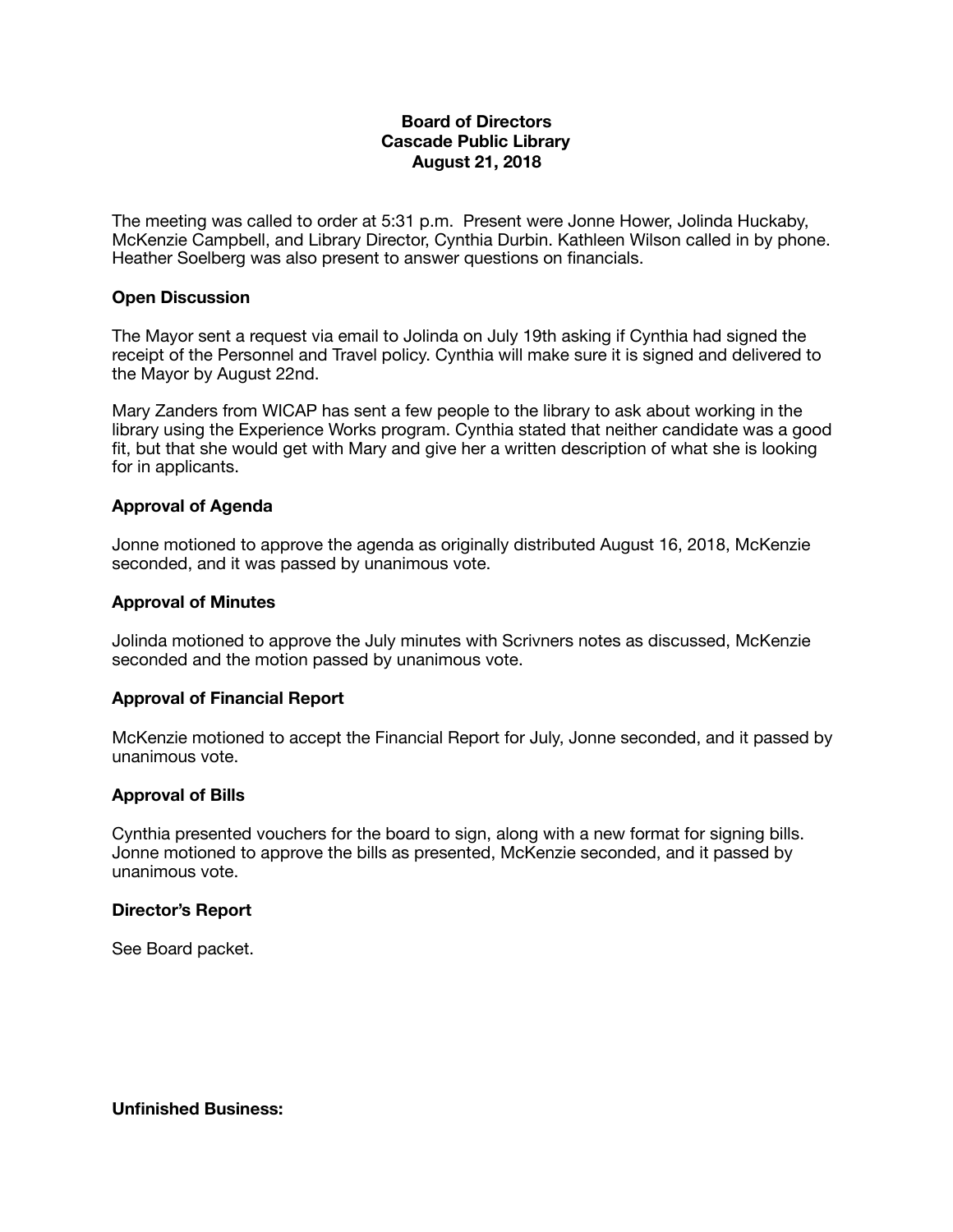**Board of Directors**
**Cascade Public Library**
**August 21, 2018**

The meeting was called to order at 5:31 p.m. Present were Jonne Hower, Jolinda Huckaby, McKenzie Campbell, and Library Director, Cynthia Durbin. Kathleen Wilson called in by phone. Heather Soelberg was also present to answer questions on financials.

**Open Discussion**

The Mayor sent a request via email to Jolinda on July 19th asking if Cynthia had signed the receipt of the Personnel and Travel policy. Cynthia will make sure it is signed and delivered to the Mayor by August 22nd.

Mary Zanders from WICAP has sent a few people to the library to ask about working in the library using the Experience Works program. Cynthia stated that neither candidate was a good fit, but that she would get with Mary and give her a written description of what she is looking for in applicants.

**Approval of Agenda**

Jonne motioned to approve the agenda as originally distributed August 16, 2018, McKenzie seconded, and it was passed by unanimous vote.

**Approval of Minutes**

Jolinda motioned to approve the July minutes with Scrivners notes as discussed, McKenzie seconded and the motion passed by unanimous vote.

**Approval of Financial Report**

McKenzie motioned to accept the Financial Report for July, Jonne seconded, and it passed by unanimous vote.

**Approval of Bills**

Cynthia presented vouchers for the board to sign, along with a new format for signing bills. Jonne motioned to approve the bills as presented, McKenzie seconded, and it passed by unanimous vote.

**Director's Report**

See Board packet.

**Unfinished Business:**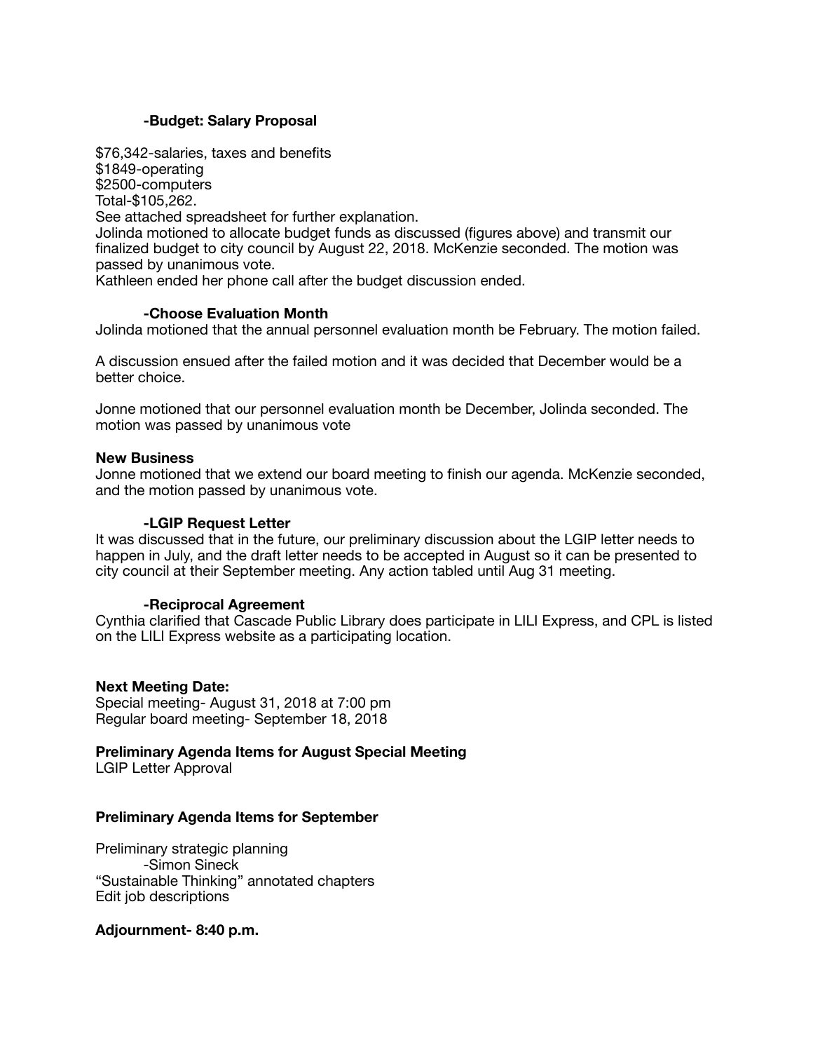### -Budget: Salary Proposal

$76,342-salaries, taxes and benefits
$1849-operating
$2500-computers
Total-$105,262.
See attached spreadsheet for further explanation.
Jolinda motioned to allocate budget funds as discussed (figures above) and transmit our finalized budget to city council by August 22, 2018. McKenzie seconded. The motion was passed by unanimous vote.
Kathleen ended her phone call after the budget discussion ended.

### -Choose Evaluation Month

Jolinda motioned that the annual personnel evaluation month be February. The motion failed.

A discussion ensued after the failed motion and it was decided that December would be a better choice.

Jonne motioned that our personnel evaluation month be December, Jolinda seconded. The motion was passed by unanimous vote

## New Business

Jonne motioned that we extend our board meeting to finish our agenda. McKenzie seconded, and the motion passed by unanimous vote.

### -LGIP Request Letter

It was discussed that in the future, our preliminary discussion about the LGIP letter needs to happen in July, and the draft letter needs to be accepted in August so it can be presented to city council at their September meeting. Any action tabled until Aug 31 meeting.

### -Reciprocal Agreement

Cynthia clarified that Cascade Public Library does participate in LILI Express, and CPL is listed on the LILI Express website as a participating location.

## Next Meeting Date:

Special meeting- August 31, 2018 at 7:00 pm
Regular board meeting- September 18, 2018

## Preliminary Agenda Items for August Special Meeting

LGIP Letter Approval

## Preliminary Agenda Items for September

Preliminary strategic planning
- -Simon Sineck

"Sustainable Thinking" annotated chapters
Edit job descriptions

## Adjournment- 8:40 p.m.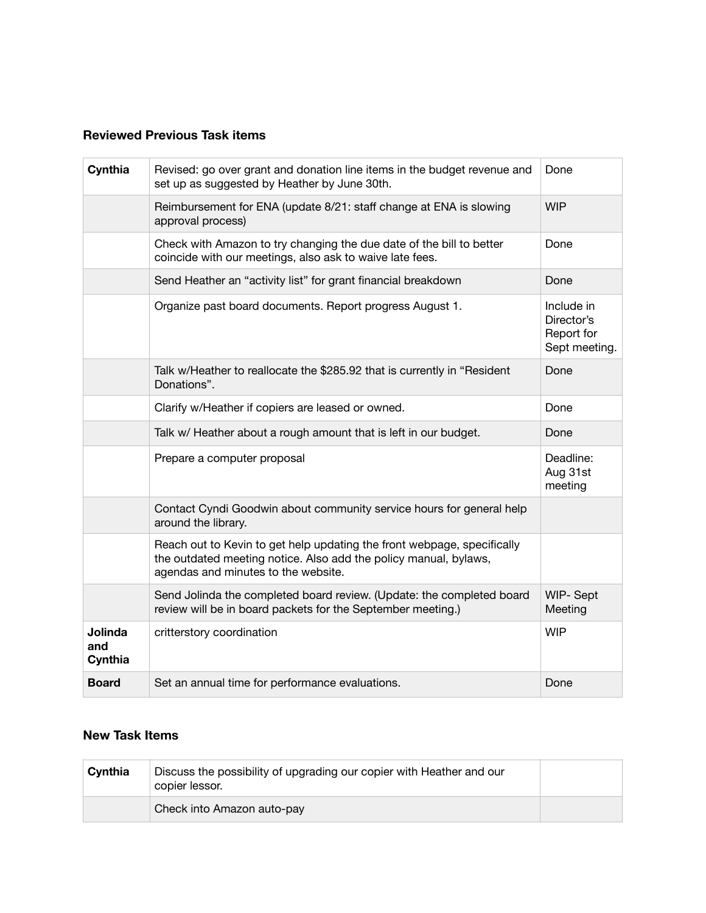### Reviewed Previous Task items

| | | |
|---|---|---|
| **Cynthia** | Revised: go over grant and donation line items in the budget revenue and set up as suggested by Heather by June 30th. | Done |
| | Reimbursement for ENA (update 8/21: staff change at ENA is slowing approval process) | WIP |
| | Check with Amazon to try changing the due date of the bill to better coincide with our meetings, also ask to waive late fees. | Done |
| | Send Heather an “activity list” for grant financial breakdown | Done |
| | Organize past board documents. Report progress August 1. | Include in Director’s Report for Sept meeting. |
| | Talk w/Heather to reallocate the $285.92 that is currently in “Resident Donations”. | Done |
| | Clarify w/Heather if copiers are leased or owned. | Done |
| | Talk w/ Heather about a rough amount that is left in our budget. | Done |
| | Prepare a computer proposal | Deadline: Aug 31st meeting |
| | Contact Cyndi Goodwin about community service hours for general help around the library. | |
| | Reach out to Kevin to get help updating the front webpage, specifically the outdated meeting notice. Also add the policy manual, bylaws, agendas and minutes to the website. | |
| | Send Jolinda the completed board review. (Update: the completed board review will be in board packets for the September meeting.) | WIP- Sept Meeting |
| **Jolinda and Cynthia** | critterstory coordination | WIP |
| **Board** | Set an annual time for performance evaluations. | Done |

### New Task Items

| | | |
|---|---|---|
| **Cynthia** | Discuss the possibility of upgrading our copier with Heather and our copier lessor. | |
| | Check into Amazon auto-pay | |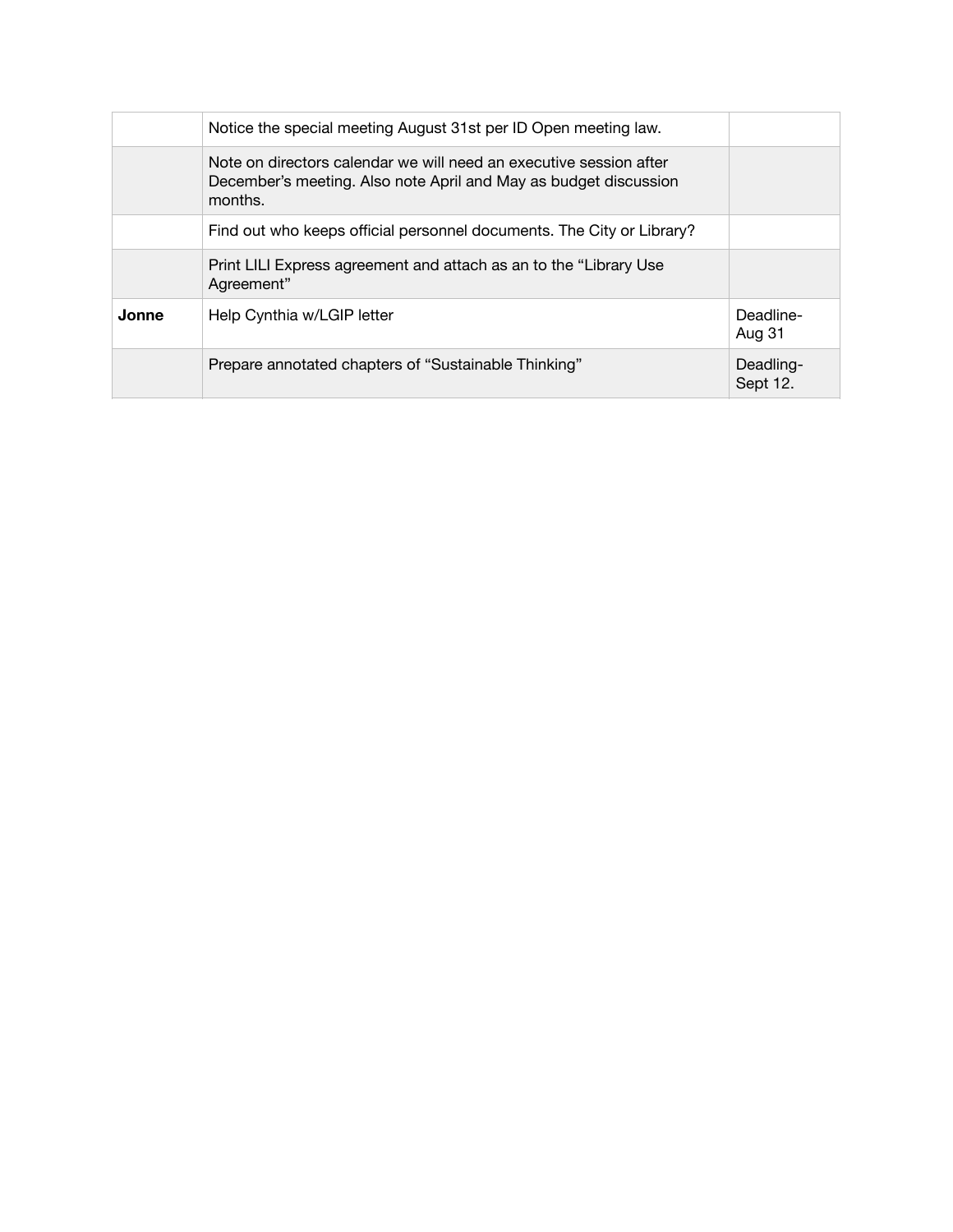| | | |
|---|---|---|
| | Notice the special meeting August 31st per ID Open meeting law. | |
| | Note on directors calendar we will need an executive session after December's meeting. Also note April and May as budget discussion months. | |
| | Find out who keeps official personnel documents. The City or Library? | |
| | Print LILI Express agreement and attach as an to the "Library Use Agreement" | |
| **Jonne** | Help Cynthia w/LGIP letter | Deadline-Aug 31 |
| | Prepare annotated chapters of "Sustainable Thinking" | Deadling-Sept 12. |